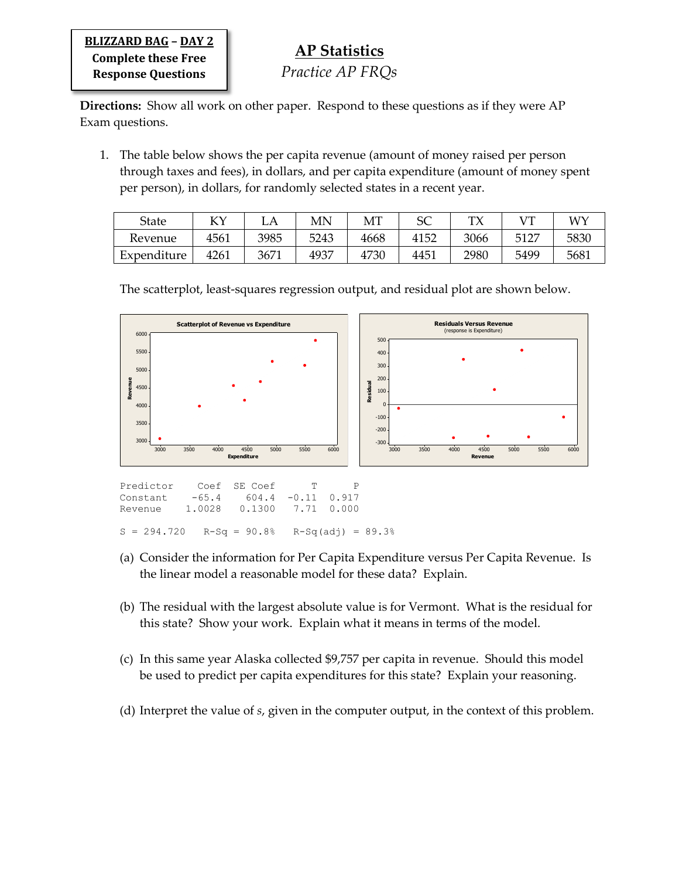**BLIZZARD BAG – DAY 2**
**Complete these Free Response Questions**

# AP Statistics

*Practice AP FRQs*

**Directions:** Show all work on other paper. Respond to these questions as if they were AP Exam questions.

1. The table below shows the per capita revenue (amount of money raised per person through taxes and fees), in dollars, and per capita expenditure (amount of money spent per person), in dollars, for randomly selected states in a recent year.

| State | KY | LA | MN | MT | SC | TX | VT | WY |
|---|---|---|---|---|---|---|---|---|
| Revenue | 4561 | 3985 | 5243 | 4668 | 4152 | 3066 | 5127 | 5830 |
| Expenditure | 4261 | 3671 | 4937 | 4730 | 4451 | 2980 | 5499 | 5681 |

The scatterplot, least-squares regression output, and residual plot are shown below.

```
Predictor    Coef   SE Coef      T      P
Constant    -65.4    604.4   -0.11  0.917
Revenue    1.0028   0.1300    7.71  0.000

S = 294.720    R-Sq = 90.8%    R-Sq(adj) = 89.3%
```

(a) Consider the information for Per Capita Expenditure versus Per Capita Revenue. Is the linear model a reasonable model for these data? Explain.

(b) The residual with the largest absolute value is for Vermont. What is the residual for this state? Show your work. Explain what it means in terms of the model.

(c) In this same year Alaska collected $9,757 per capita in revenue. Should this model be used to predict per capita expenditures for this state? Explain your reasoning.

(d) Interpret the value of $s$, given in the computer output, in the context of this problem.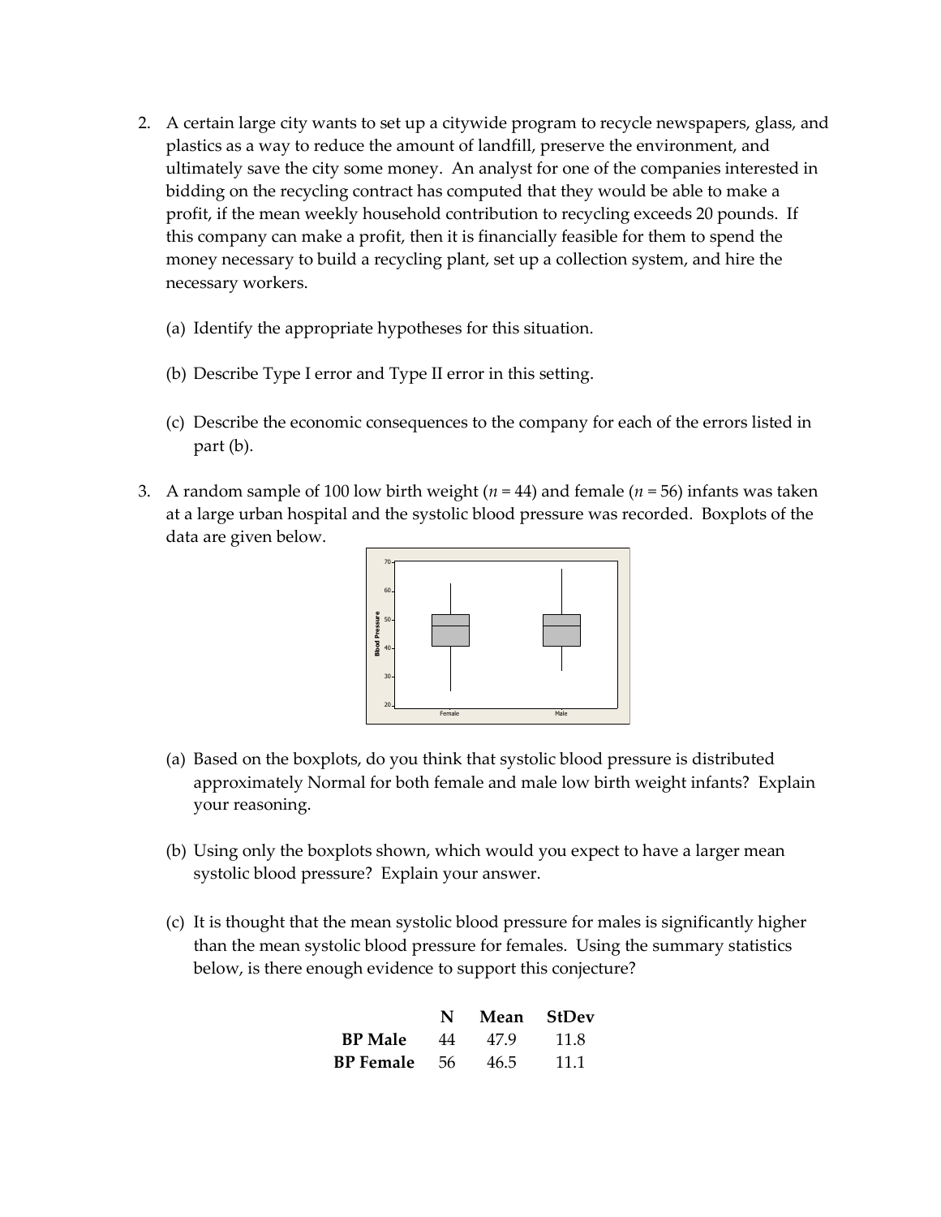2. A certain large city wants to set up a citywide program to recycle newspapers, glass, and plastics as a way to reduce the amount of landfill, preserve the environment, and ultimately save the city some money. An analyst for one of the companies interested in bidding on the recycling contract has computed that they would be able to make a profit, if the mean weekly household contribution to recycling exceeds 20 pounds. If this company can make a profit, then it is financially feasible for them to spend the money necessary to build a recycling plant, set up a collection system, and hire the necessary workers.

   (a) Identify the appropriate hypotheses for this situation.

   (b) Describe Type I error and Type II error in this setting.

   (c) Describe the economic consequences to the company for each of the errors listed in part (b).

3. A random sample of 100 low birth weight ($n$ = 44) and female ($n$ = 56) infants was taken at a large urban hospital and the systolic blood pressure was recorded. Boxplots of the data are given below.

   Blood Pressure

   70

   60

   50

   40

   30

   20

   Female

   Male

   (a) Based on the boxplots, do you think that systolic blood pressure is distributed approximately Normal for both female and male low birth weight infants? Explain your reasoning.

   (b) Using only the boxplots shown, which would you expect to have a larger mean systolic blood pressure? Explain your answer.

   (c) It is thought that the mean systolic blood pressure for males is significantly higher than the mean systolic blood pressure for females. Using the summary statistics below, is there enough evidence to support this conjecture?

| | N | Mean | StDev |
|---|---|---|---|
| **BP Male** | 44 | 47.9 | 11.8 |
| **BP Female** | 56 | 46.5 | 11.1 |